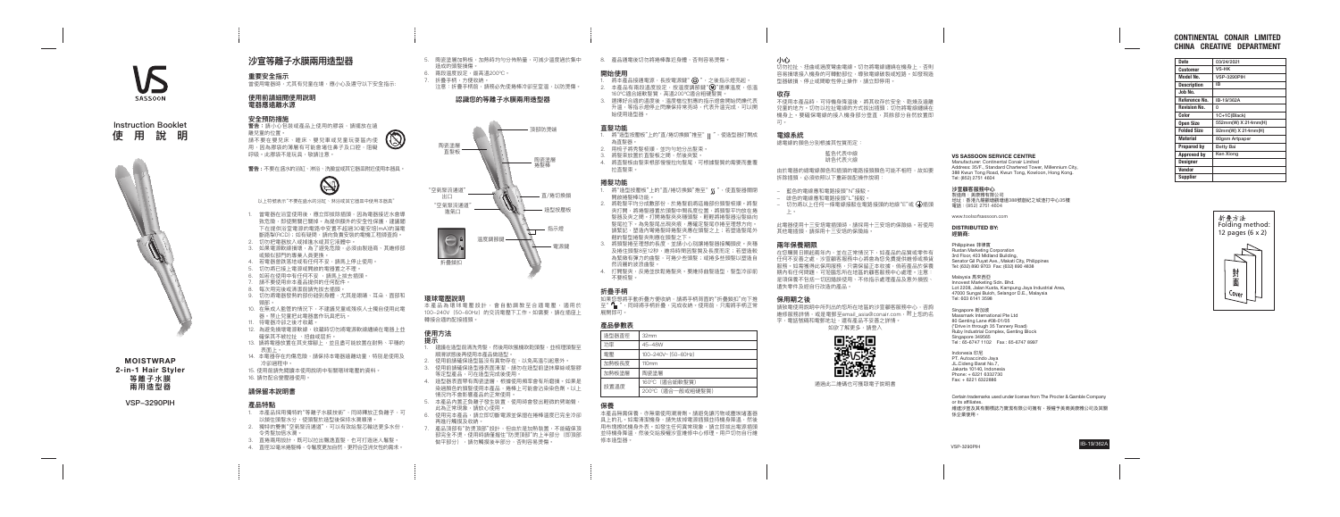SASSOON

Instruction Booklet
使 用 說 明

MOISTWRAP
2-in-1 Hair Styler
等離子水膜
兩用造型器

VSP-3290PIH

# 沙宣等離子水膜兩用造型器

## 重要安全指示

首使用電器時，尤其有兒童在場，應小心及遵守以下安全指示:

## 使用前請細閱使用說明電器應遠離水源

## 安全預防措施

**警告：** 請小心勿使或產品上使用的插頭，請確保在離兒童的位置。
請不要在靠近水、避免、要切斷或兒童玩耍區內使用，因為潮濕的蒸氣有可能會導致漏電或電線弄壞，導致電擊。此潮濕不是玩具，勿請注意。

**警告：** 不要在浴缸附近、淋浴、洗臉盆或其它裝滿水的容器附近使用本器具。

以上示號表示"不要在盛水的浴缸、淋浴或其它盛器中使用本器具"

1. 當電器在浴室使用後，應在使用後拔除插頭，因為電器接近水會導致危險，即使電器已關掉。為提供額外的安全性保護，建議在電源供應設施上安裝額定剩餘動作電流不超過30毫安(mA)的漏電斷路器(RCD)。在有疑問，請向安裝者查詢。
2. 切勿把電器放入或掉落水或其它液體中。
3. 如果電器軟線損壞，為了避免危險，必須由製造商、其維修部或類似部門的專業人員更換。
4. 若電器使用時或完成時或在任何時候均不可以。請馬上停止使用。
5. 切勿將已接上電源或通電的電器置之不理。
6. 如若在使用中有任何不安，請馬上拔去插頭。
7. 請不要使用非本產品提供的任何配件。
8. 每次用完後或清潔前請先拔去插頭。
9. 切勿將電器發熱的部份碰到身體，尤其是眼睛、耳朵、面部和頸部。
10. 在無成人監管的情況下，不建議兒童或殘疾人士獨自使用此電器，禁止兒童把此電器當作玩具玩耍。
11. 待電器冷卻之後才收藏。
12. 為避免損壞電源軟線，收藏時切勿將電源軟線纏繞在電器上且確保其不被扭曲，扭結或弄斷。
13. 請將電器放置在耐熱、平穩的表面上，並且盡可能放置在耐熱、平穩的表面上。
14. 本電器帶有自我電熱功能，請保持本電器遠離水源，特別是使用及冷卻過程中。
15. 使用前請先閱讀使用說明中有關電熱電器的資料。
16. 請勿配合變壓器使用。

## 請保留本說明書

## 產品特點

1. 本產品採用獨特的"等離子水膜技術"，同時釋放正負離子，可以附在頭髮水分，使頭髮於造型後保持水潤順滑。
2. 獨特的雙側"空氣冷卻通道"，可以有效縮短髮造型時的冷卻時間，令秀髮加倍水潤。
3. 直捲兩用設計，既可以拉出筆直直髮，也可打造迷人捲髮。
4. 直徑32毫米捲髮棒，令捲度更加自然，更符合亞洲女性的需求。
5. 陶瓷塗層加熱板，加熱時均勻分佈熱量，可減少溫度過於集中造成的頭髮損傷。
6. 兩段溫度設定，最高溫200°C。
7. 折疊手柄，方便收納。
   注意：折疊手柄前，請務必先使捲棒冷卻至室溫，以防燙傷。

## 認識您的等離子水膜兩用造型器

頂部防燙頭
陶瓷塗層直髮板
陶瓷塗層捲髮棒
"空氣冷卻通道"出口
"空氣冷卻通道"進風口
直/捲切換鍵
溫度調節鍵
造型按壓板
指示燈
電源鍵
折疊鉸扣

## 環球電壓說明

本產品為環球電壓設計，會自動調整至合適電壓。適用於100–240V（50–60Hz）的交流電壓下工作。如需要，請在海外購買合適的配接插頭。

## 使用方法

### 提示

1. 建議在造型前清洗秀髮，然後用吹風機吹乾頭髮，並梳理頭髮確保頭髮無糾結再使用本產品做造型。
2. 使用前請確保造型器沒有異物存在，以免其溢引起意外。
3. 使用前請確保造型器外面清潔處，請勿在造型前塗抹髮蠟等定型產品，可在造型完成後使用。
4. 造型器表面帶有陶瓷塗層，根據使用需要會有所磨損，如果是染過顏色的頭髮使用本產品，捲棒上可能會沾染些色素，以上情況均不會影響產品的正常使用。
5. 本產品內置正負離子發生裝置，使用時會發出輕微的劈啪聲，此為正常現象，請放心使用。
6. 使用完本產品，請立即切斷電源並拔插在捲棒溫度已完全冷卻再進行攜帶及收納。
7. 產品頂部和"防燙頭部"設計，但由於是加熱裝置，不能觸碰頂部及本手柄，使用時請確保在"防燙頭部"的上半部分（即頂部盤平部分），請勿觸摸其手部分，否則容易燙傷。
8. 產品請遠離可燃物品或易燃物品，否則容易燙傷。

## 開始使用

1. 將本產品接通電源，長按電源鍵"⏻"，之後指示燈亮起。
2. 本產品有兩段溫度設定，按溫度調節鍵"🌡"調節溫度，低溫160°C適合細軟髮質，高溫200°C適合粗硬髮質。
3. 選擇好合適的溫度後，溫度穩定到達時指示燈會閃爍閃爍代表升溫，等指示燈停止閃爍保持常亮時，代表升溫完成，可以開始使用造型器。

## 直髮功能

1. 將"造型按壓板"上的"直/捲切換鍵"推至"‖"，使造型器打開成為直髮器。
2. 用梳子將秀髮梳順，並均勻地分出髮束。
3. 將髮束放置於直髮板之間，然後夾緊。
4. 將直髮板由髮束根部慢慢拉向髮尾，可根據髮質的需要而重覆拉直髮束。

## 捲髮功能

1. 將"造型按壓板"上的"直/捲切換鍵"推至"ᔕ"，使直髮器關閉轉換捲髮棒功能。
2. 將秀髮平均分成數部份，然後取適當捲髮長度，如需要較大捲時，捲出一部份秀髮並拉直。將捲髮棒分開至適度位置，然後以捲髮棒由髮根開始捲繞秀髮，捲繞好捲髮棒上的頭髮後夾緊捲髮棒，打開捲髮夾夾緊捲髮，輕輕將捲髮器沿髮端向髮尾拉下。為免髮尾出現折痕，應確定髮尾至捲髮器已捲入在捲髮板內。設定好捲曲的力度後，按造型按壓板盡可能地關合，並調整至適合的捲曲效果，並在捲髮板上停留數秒。
3. 將捲髮器保持在原處幾秒，並一邊將捲髮器一邊向下拉，直到已拉到髮尾後放開。將捲髮器從捲髮中取出，並以手指輕輕調整或梳理捲髮，以獲得最理想的造型效果。
4. 打開髮夾，反轉並放鬆捲髮夾，慢慢移離捲髮區，整型冷卻前不要梳髮。

## 折疊手柄

如需把整捲手柄折疊作攜帶收納，請將手柄背面的"折疊鉸扣"向下推至"🔓"，同時將手柄折疊，完成收納。使用前，只需將手柄正常展開即可。

## 產品參數表

| | |
|---|---|
| 造型器直徑 | 32mm |
| 功率 | 45–48W |
| 電壓 | 100–240V~ (50–60Hz) |
| 加熱板長度 | 110mm |
| 加熱板塗層 | 陶瓷塗層 |
| 溫度設置 | 160°C（適合細軟髮質） |
| | 200°C（適合一般或粗硬髮質） |

## 保養

本產品無需保養，亦無需使用潤滑劑，請避免讓污物或灰塵落在器具上的孔。如電器有損壞，請先拔插電源及將電器冷卻，然後用布擦拭機身表面。如發生任何異常現象，請立即拔出電源插頭並移離身上前，然後交給授權之服務中心修理，用戶切勿自行維修本造型器。

## 小心

切勿拉扯，扭曲或過度彎曲電線，切勿將電線纏繞在機身上，否則容易損壞接入機身的電線和部位，導致電線破裂或短路，如發現造型器破損，停止或調整使用步驟，請立即停用。

## 收存

不使用本產品時，可將機身降溫後，將其收存於安全、乾燥及遠離兒童的地方。切勿扭曲或拉扯電線於方式收出捲髮，切勿將電線纏繞在機身上，要確保電線的接入機身部分位置，其餘部分自然放置即可。

## 電線系統

總電線的顏色分別用應其包裝而定：
藍色代表中線
綠色代表火線

由於電器的總電線顏色和插頭的電器接線顏色可能不相符，故如要拆換插頭，必須依照以下重新做配接作用說明：

- 藍色的電線應和電器接線"N"接駁。
- 綠色的電線應和電器接線"L"接駁。
- 切勿將以上任何一條電線接駁在電器接線的地線"E"或"⏚"接地上。

此電器使用十三安培電插插頭，請採用十三安培的保險線。若使用其他電插插頭，請採用十三安培的保險線。

## 兩年保養期限

在您購買日期起兩年內，並在正常情況下，如產品的品質或零件有任何不妥善之處，沙宣顧客服務中心將會為您免費提供維修或換貨服務。如需獲得此保用服務，只需保留正本收據，等待產品於保養期內有任何問題，可致函方所在地區的顧客服務中心處理。注意：若須保養不包括一切因濫用使用，不依指示處理產品及意外損毀，請失零件及經自行改造的產品。

## 保用期之後

請致電使用與附中所列出的您所在地區的沙宣顧客服務中心，咨詢維修服務詳情。或是電郵至email_asia@conair.com，附上您的名字，電話號碼和電郵地址，還有產品不妥善之詳情。
如欲了解更多，請登入

透過此二維碼也可獲取電子說明書

## SASSOON SERVICE CENTRE

Manufacturer: Continental Conair Limited
Address: 35/F., Standard Chartered Tower, Millennium City, 388 Kwun Tong Road, Kwun Tong, Kowloon, Hong Kong.
Tel: (852) 2751 4604

## 沙宣顧客服務中心

製造商：美康雅有限公司
地址：香港九龍觀塘觀塘道388號創紀之城渣打中心35樓
電話：(852) 2751 4604

www.toolsofsassoon.com

## DISTRIBUTED BY:
## 經銷商:

Philippines 菲律賓
Ruston Marketing Corporation
3rd Floor, 403 Midland Building,
Senator Gil Puyat Ave., Makati City, Philippines
Tel: (632) 890 9703 Fax: (632) 890 4638

Malaysia 馬來西亞
Innoseed Marketing Sdn. Bhd
Lot 2308, Jalan Kusta, Kampung Jaya Industrial Area,
47000 Sungai Buloh, Selangor D.E., Malaysia
Tel: 603 6141 3598

Singapore 新加坡
Maxsmark International Pte Ltd
80 Genting Lane #08-01/05
("Drive in through 35 Tannery Road)
Ruby Industrial Complex, Genting Block
Singapore 349565
Tel : 65-6747 1102 Fax : 65-6747 8997

Indonesia 印尼
PT. Autoacciindo Jaya
Jl. Cideng Barat No.7,
Jakarta 10140, Indonesia
Phone: + 6221 6332730
Fax: + 6221 6322888

Certain trademarks used under license from The Procter & Gamble Company or its affiliates.
商標沙宣及其有關標誌乃寶潔有限公司擁有，授權予美康雅有限公司及其關係企業使用。

VSP-3290PIH

IB-19/362A

## CONTINENTAL CONAIR LIMITED
## CHINA CREATIVE DEPARTMENT

| | |
|---|---|
| Date | 03/24/2021 |
| Customer | VS-HK |
| Model No. | VSP-3290PIH |
| Description | IB |
| Job No. | |
| Reference No. | IB-19/362A |
| Revision No. | 0 |
| Color | 1C+1C(Black) |
| Open Size | 552mm(W) X 214mm(H) |
| Folded Size | 92mm(W) X 214mm(H) |
| Material | 80gsm Artpaper |
| Prepared by | Betty Bai |
| Approved by | Ken Xiong |
| Designer | |
| Vendor | |
| Supplier | |

折叠方法
Folding method:
12 pages (6 x 2)

封面
Cover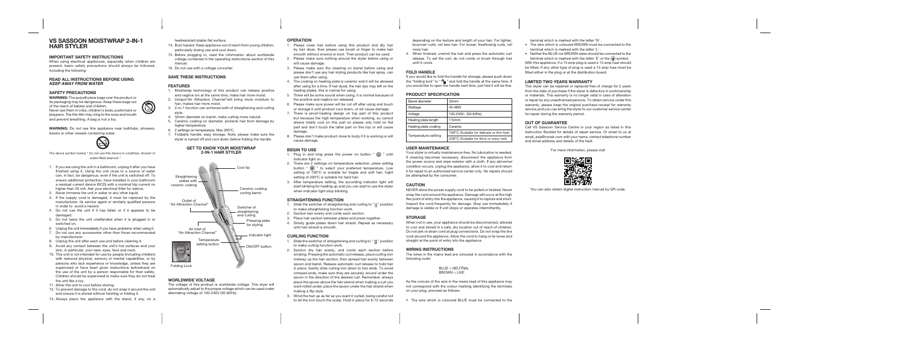# VS SASSOON MOISTWRAP 2-IN-1 HAIR STYLER

## IMPORTANT SAFETY INSTRUCTIONS

When using electrical appliances, especially when children are present, basic safety precautions should always be followed, including the following:

### READ ALL INSTRUCTIONS BEFORE USING *KEEP AWAY FROM WATER*

### SAFETY PRECAUTIONS

**WARNING:** The polyethylene bags over the product or its packaging may be dangerous. Keep these bags out of the reach of babies and children. Never use them in cribs, children's beds, pushchairs or playpens. The thin film may cling to the nose and mouth and prevent breathing. A bag is not a toy.

**WARNING:** Do not use this appliance near bathtube, showers, basins or other vessels containing water.

The above symbol means " Do not use this device in a bathtub, shower or water-filled reservoir "

1. If you are using the unit in a bathroom, unplug it after you have finished using it. Using the unit close to a source of water can, in fact, be dangerous, even if the unit is switched off. To ensure additional protection, have installed in your bathroom a residual current device (RCD) with a nominal trip current no higher than 30 mA. Ask your electrical fitter for advice.
2. Never immerse the unit in water or any other liquid.
3. If the supply cord is damaged, it must be replaced by the manufacturer, its service agent or similarly qualified persons in order to avoid a hazard.
4. Do not use the unit if it has fallen or if it appears to be damaged.
5. Do not leave the unit unattended when it is plugged in or switched on.
6. Unplug the unit immediately if you have problems when using it.
7. Do not use any accessories other than those recommended by manufacturer.
8. Unplug the unit after each use and before cleaning it.
9. Avoid any contact between the unit's hot surfaces and your skin, in particular, your ears, eyes, face and neck.
10. This unit is not intended for use by people (including children) with reduced physical, sensory or mental capabilities, or by persons who lack experience or knowledge, unless they are supervised or have been given instructions beforehand on the use of the unit by a person responsible for their safety. Children should be supervised to make sure they do not treat the unit like a toy.
11. Allow the unit to cool before storing.
12. To prevent damage to the cord, do not wrap it around the unit and ensure it is stored without twisting or folding it.
13. Always place the appliance with the stand, if any, on a heatresistant,stable flat surface.
14. Burn hazard. Keep appliance out of reach from young children, particularly during use and cool down.
15. Before plugging in, read the information about worldwide voltage contained in the operating instructions section of this manual.
16. Do not use with a voltage converter.

### SAVE THESE INSTRUCTIONS

### FEATURES

1. Moisterap technology of this product can release positive and negtive ion at the same time, make hair more moist.
2. Unique"Air Attraction Channel"will bring more moisture to hair, makes hair more moist.
3. 2-in-1 function can achieves both of straightening and curling style.
4. 32mm diameter on barrel, make curling more natural.
5. Ceramic coating on diameter, protects hair from damage by higher temperature.
6. 2 settings on temperature, Max 200°C.
7. Foldable handle, easy storage. Note: please make sure the styler is turned off and cool down before folding the handle.

### GET TO KNOW YOUR MOISTWRAP 2-IN-1 HAIR STYLER

Cool tip
Straightening plates with ceramic coating
Ceramic coating curling barrel
Outlet of "Air Attraction Channel"
Switcher of straightening and curling
Pressing plate for styling
Air Inlet of "Air Attraction Channel"
Indicator light
Temperature setting button
ON/OFF button
Folding Lock

### WORLDWIDE VOLTAGE

The voltage of this product is worldwide voltage. This styer will automatically adjust to the proper voltage which can be used under alternating voltage of 100-240V (50-60Hz).

### OPERATION

1. Please clean hair before using this product and dry hair by hair dryer, then please use brush or finger to make hair smooth without enwind or knot. Then product can be used.
2. Please make sure nothing around the styler before using or will cause damage.
3. Please make sure the cleaning on barrel before using and please don't use any hair styling products like hair spray, can use them after using.
4. The coating on heating plate is ceramic and it will be abrased after using for a time. If hair dyed, the hair dye may left on the heating plates, this is normal for using.
5. There will be some sound when using, it is normal because of the positive and negtive ion released.
6. Please make sure power will be cut off after using and touch or storage it until product cool down, or will cause damage.
7. There is proof-heating design on top part of this product but because the high temperature when working, so cannot sleeve totally cool on this part so please only hold on flat part and don't touch the latter part on this top or will cause damage.
8. Please don't make product close to body if it is working or will cause damage.

### BEGIN TO USE

1. Plug in and long press the power on button " ⏻ " until indicator light on.
2. There are 2 settings on temperature selection, press setting button " ⦿ " to select your preferred temperature. Low setting of 160°C is suitable for fragile and soft hair, hight setting of 200°C is suitable for hard hair.
3. After temperature setting, the according indicator light will start blinking for heating up and you can start to use the styler when indicator light stop blinking.

### STRAIGHTENING FUNCTION

1. Slide the switcher of straightening and curling to " || " position to make straightening function work.
2. Section hair evenly and comb each section.
3. Place hair section between plates and press together.
4. Slowly guide plates down hair strand. Repeat as necessary until hair strand is smooth.

### CURLING FUNCTION

1. Slide the switcher of straightening and curling to " ʃʃ " position to make curling function work.
2. Section dry hair evenly, and comb each section before winding. Pressing the automatic curl release, place curling iron midway up the hair section, then spread hair evenly between spoon and barrel. Release automatic curl release to hold hair in place. Gently slide curling iron down to hair ends. To avoid crimped ends, make sure they are securely wound under the spoon in the direction of the desired curl. Remember, always place the spoon above the hair strand when making a curl you want rolled under; place the spoon under the hair strand when making a flip style.
3. Wind the hair up as far as you want it curled, being careful not to let the iron touch the scalp. Hold in place for 8-12 seconds depending on the texture and length of your hair. For tighter, bouncier curls, roll less hair. For looser, freeflowing curls, roll more hair.
4. When finished, unwind the hair and press the automatic curl release. To set the curl, do not comb or brush through hair until it cools.

### FOLD HANDLE

If you would like to fold the handle for storage, please push down the "folding lock" to " 🔒 " and fold the handle at the same time. If you would like to open the handle next time, just fold it will be fine.

### PRODUCT SPECIFICATION

| | | |
|---|---|---|
| Barrel diameter | 32mm | |
| Wattage | 45-48W | |
| Voltage | 100-240V~ (50-60Hz) | |
| Heating plate length | 110mm | |
| Heating plate coating | Ceramic | |
| Temperature setting | 160°C (Suitable for delicate or thin hair) | |
| | 200°C (Suitable for thick or wavy hair) | |

### USER MAINTENANCE

Your styler is virtually maintenance-free. No lubrication is needed. If cleaning becomes necessary, disconnect the appliance from the power source and wipe exterior with a cloth. If any abnormal condition occurs, unplug the appliance, allow it to cool and return it for repair to an authorized service center only. No repairs should be attempted by the consumer.

### CAUTION

NEVER allow the power supply cord to be pulled or twisted. Never wrap the cord around the appliance. Damage will occur at the high flex point of entry into the appliance, causing it to rupture and short. Inspect the cord frequently for damage. Stop use immediately if damage is visible or if unit stops or operates intermittently.

### STORAGE

When not in use, your appliance should be disconnected, allowed to cool and stored in a safe, dry location out of reach of children. Do not jerk or strain cord at plug connections. Do not wrap the line cord around the appliance. Allow the cord to hang or lie loose and straight at the point of entry into the appliance.

### WIRING INSTRUCTIONS

The wires in the mains lead are coloured in accordance with the following code:

BLUE = NEUTRAL
BROWN = LIVE

As the colours of the wire in the mains lead of this appliance may not correspond with the colour marking identifying the terminals on your plug, proceed as follows:

- The wire which is coloured BLUE must be connected to the terminal which is marked with the letter 'N' .
- The wire which is coloured BROWN must be connected to the terminal which is marked with the letter 'L' .
- Neither the BLUE nor BROWN wires should be connected to the terminal which is marked with the letter 'E' or the ⏚ symbol.

With this appliance, if a 13 amp plug is used a 13 amp fuse should be fitted. If any other type of plug is used a 13 amp fuse must be fitted either in the plug or at the distribution board.

### LIMITED TWO YEARS WARRANTY

This styler can be repaired or replaced free of charge for 2 years from the date of purchase if the styler is defective in workmanship or materials. This warranty is no longer valid in case of alteration or repair by any unauthorised persons. To obtain service under this warranty, please keep the original purchase receipt for warranty service,and you can bring the styler to our customer service center for repair during the warranty period.

### OUT OF GUARANTEE

Call VS Sassoon Service Centre in your region as listed in this Instruction Booklet for details of repair service. Or email to us at email_asia@conair.com with your name, contact telephone number and email address and details of the fault.

For more information, please visit

You can also obtain digital instruction manual by QR code.